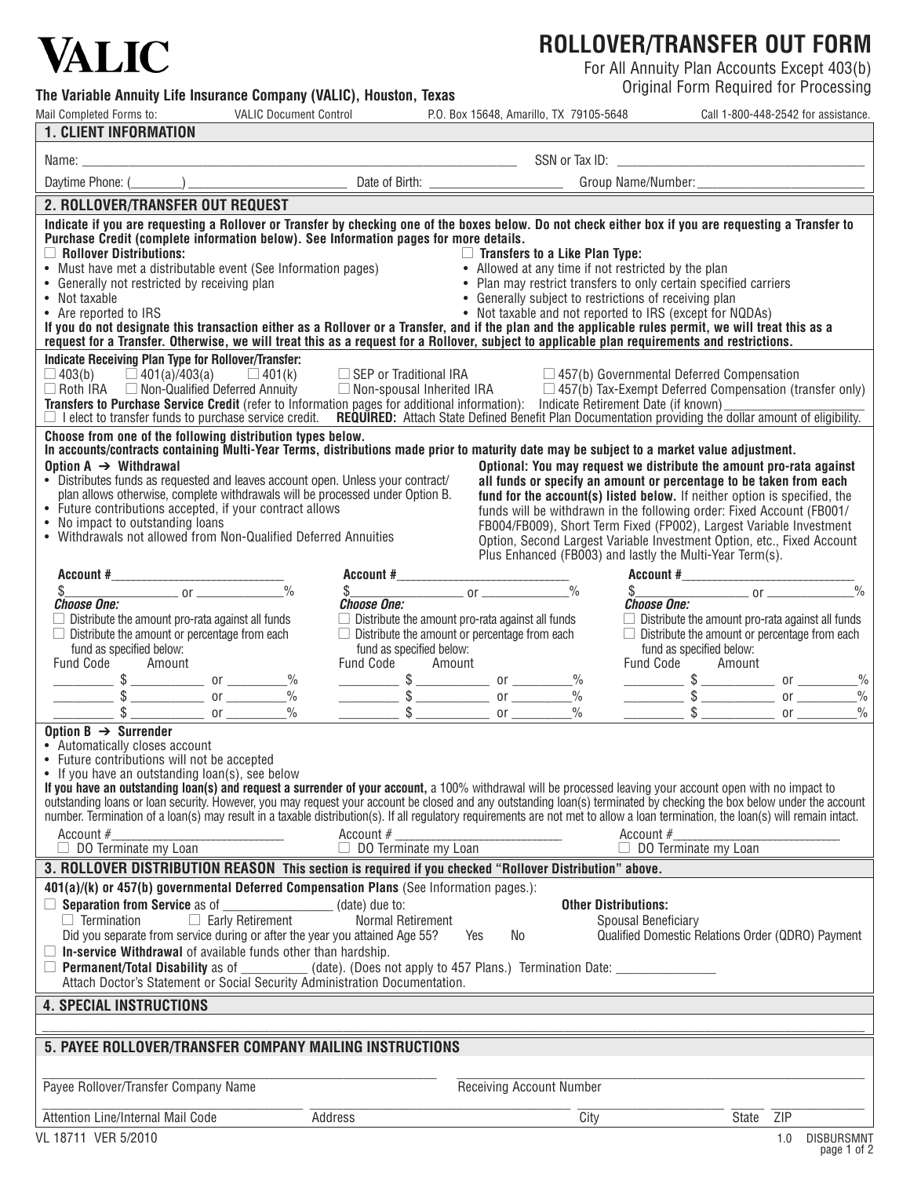# VALIC

## ROLLOVER/TRANSFER OUT FORM

For All Annuity Plan Accounts Except 403(b)
Original Form Required for Processing

**The Variable Annuity Life Insurance Company (VALIC), Houston, Texas**

Mail Completed Forms to: VALIC Document Control P.O. Box 15648, Amarillo, TX 79105-5648 Call 1-800-448-2542 for assistance.

## 1. CLIENT INFORMATION

Name: ______________________ SSN or Tax ID: ______________________

Daytime Phone: (________) ______________ Date of Birth: ______________ Group Name/Number: ______________

## 2. ROLLOVER/TRANSFER OUT REQUEST

**Indicate if you are requesting a Rollover or Transfer by checking one of the boxes below. Do not check either box if you are requesting a Transfer to Purchase Credit (complete information below). See Information pages for more details.**

☐ **Rollover Distributions:**
- Must have met a distributable event (See Information pages)
- Generally not restricted by receiving plan
- Not taxable
- Are reported to IRS

☐ **Transfers to a Like Plan Type:**
- Allowed at any time if not restricted by the plan
- Plan may restrict transfers to only certain specified carriers
- Generally subject to restrictions of receiving plan
- Not taxable and not reported to IRS (except for NQDAs)

**If you do not designate this transaction either as a Rollover or a Transfer, and if the plan and the applicable rules permit, we will treat this as a request for a Transfer. Otherwise, we will treat this as a request for a Rollover, subject to applicable plan requirements and restrictions.**

**Indicate Receiving Plan Type for Rollover/Transfer:**

☐ 403(b) ☐ 401(a)/403(a) ☐ 401(k) ☐ SEP or Traditional IRA ☐ 457(b) Governmental Deferred Compensation
☐ Roth IRA ☐ Non-Qualified Deferred Annuity ☐ Non-spousal Inherited IRA ☐ 457(b) Tax-Exempt Deferred Compensation (transfer only)

**Transfers to Purchase Service Credit** (refer to Information pages for additional information): Indicate Retirement Date (if known) ______________

☐ I elect to transfer funds to purchase service credit. **REQUIRED:** Attach State Defined Benefit Plan Documentation providing the dollar amount of eligibility.

**Choose from one of the following distribution types below.**
**In accounts/contracts containing Multi-Year Terms, distributions made prior to maturity date may be subject to a market value adjustment.**

**Option A → Withdrawal**
- Distributes funds as requested and leaves account open. Unless your contract/plan allows otherwise, complete withdrawals will be processed under Option B.
- Future contributions accepted, if your contract allows
- No impact to outstanding loans
- Withdrawals not allowed from Non-Qualified Deferred Annuities

**Optional: You may request we distribute the amount pro-rata against all funds or specify an amount or percentage to be taken from each fund for the account(s) listed below.** If neither option is specified, the funds will be withdrawn in the following order: Fixed Account (FB001/FB004/FB009), Short Term Fixed (FP002), Largest Variable Investment Option, Second Largest Variable Investment Option, etc., Fixed Account Plus Enhanced (FB003) and lastly the Multi-Year Term(s).

| **Account #**__________ | **Account #**__________ | **Account #**__________ |
|---|---|---|
| $__________ or ________% | $__________ or ________% | $__________ or ________% |
| ***Choose One:*** | ***Choose One:*** | ***Choose One:*** |
| ☐ Distribute the amount pro-rata against all funds | ☐ Distribute the amount pro-rata against all funds | ☐ Distribute the amount pro-rata against all funds |
| ☐ Distribute the amount or percentage from each fund as specified below: | ☐ Distribute the amount or percentage from each fund as specified below: | ☐ Distribute the amount or percentage from each fund as specified below: |
| Fund Code Amount | Fund Code Amount | Fund Code Amount |
| ______ $______ or ______% | ______ $______ or ______% | ______ $______ or ______% |
| ______ $______ or ______% | ______ $______ or ______% | ______ $______ or ______% |
| ______ $______ or ______% | ______ $______ or ______% | ______ $______ or ______% |

**Option B → Surrender**
- Automatically closes account
- Future contributions will not be accepted
- If you have an outstanding loan(s), see below

**If you have an outstanding loan(s) and request a surrender of your account,** a 100% withdrawal will be processed leaving your account open with no impact to outstanding loans or loan security. However, you may request your account be closed and any outstanding loan(s) terminated by checking the box below under the account number. Termination of a loan(s) may result in a taxable distribution(s). If all regulatory requirements are not met to allow a loan termination, the loan(s) will remain intact.

| Account #__________ | Account #__________ | Account #__________ |
|---|---|---|
| ☐ DO Terminate my Loan | ☐ DO Terminate my Loan | ☐ DO Terminate my Loan |

## 3. ROLLOVER DISTRIBUTION REASON This section is required if you checked "Rollover Distribution" above.

**401(a)/(k) or 457(b) governmental Deferred Compensation Plans** (See Information pages.):

☐ **Separation from Service** as of ______________ (date) due to:
☐ Termination ☐ Early Retirement Normal Retirement
Did you separate from service during or after the year you attained Age 55? Yes No

☐ **In-service Withdrawal** of available funds other than hardship.

☐ **Permanent/Total Disability** as of __________ (date). (Does not apply to 457 Plans.) Termination Date: ______________
Attach Doctor's Statement or Social Security Administration Documentation.

**Other Distributions:**
Spousal Beneficiary
Qualified Domestic Relations Order (QDRO) Payment

## 4. SPECIAL INSTRUCTIONS

______________________________________________

## 5. PAYEE ROLLOVER/TRANSFER COMPANY MAILING INSTRUCTIONS

______________________ Payee Rollover/Transfer Company Name ______________________ Receiving Account Number

______________ Attention Line/Internal Mail Code ______________ Address ______________ City ______ State ______ ZIP

VL 18711 VER 5/2010 1.0 DISBURSMNT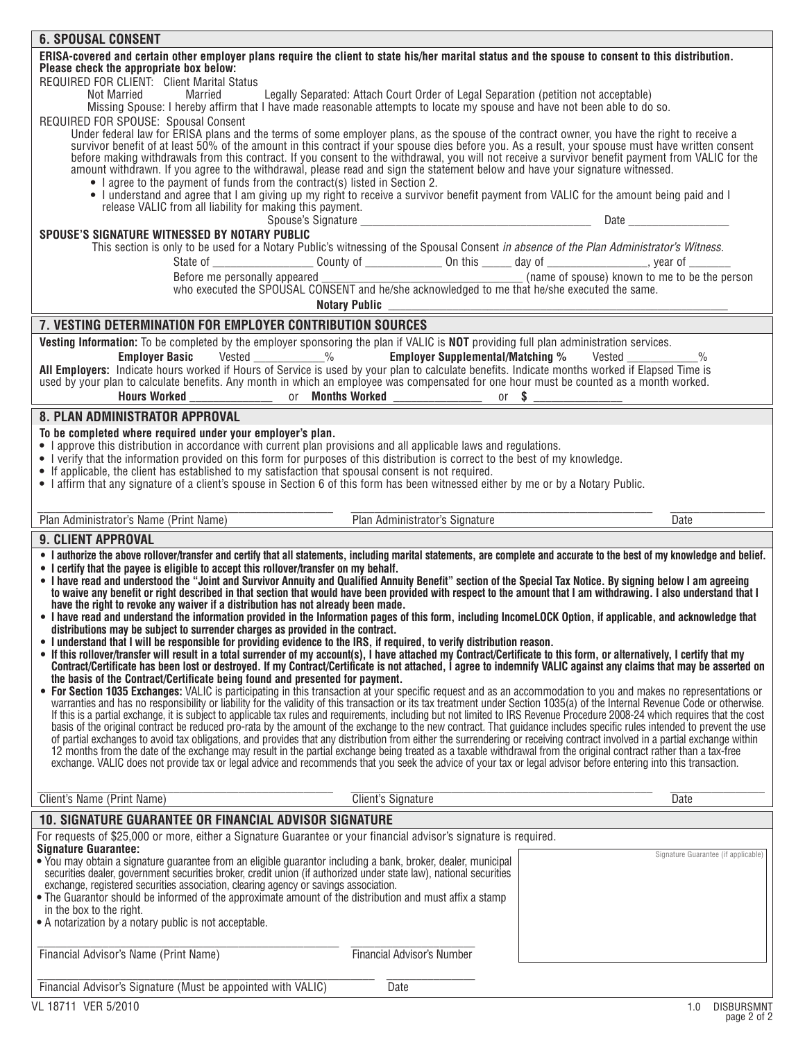## 6. SPOUSAL CONSENT

**ERISA-covered and certain other employer plans require the client to state his/her marital status and the spouse to consent to this distribution. Please check the appropriate box below:**

REQUIRED FOR CLIENT: Client Marital Status

Not Married Married Legally Separated: Attach Court Order of Legal Separation (petition not acceptable)

Missing Spouse: I hereby affirm that I have made reasonable attempts to locate my spouse and have not been able to do so.

REQUIRED FOR SPOUSE: Spousal Consent

Under federal law for ERISA plans and the terms of some employer plans, as the spouse of the contract owner, you have the right to receive a survivor benefit of at least 50% of the amount in this contract if your spouse dies before you. As a result, your spouse must have written consent before making withdrawals from this contract. If you consent to the withdrawal, you will not receive a survivor benefit payment from VALIC for the amount withdrawn. If you agree to the withdrawal, please read and sign the statement below and have your signature witnessed.

- I agree to the payment of funds from the contract(s) listed in Section 2.
- I understand and agree that I am giving up my right to receive a survivor benefit payment from VALIC for the amount being paid and I release VALIC from all liability for making this payment.

Spouse's Signature ______________________ Date __________

**SPOUSE'S SIGNATURE WITNESSED BY NOTARY PUBLIC**

This section is only to be used for a Notary Public's witnessing of the Spousal Consent *in absence of the Plan Administrator's Witness.*

State of __________ County of __________ On this _____ day of __________, year of _______

Before me personally appeared ______________________ (name of spouse) known to me to be the person who executed the SPOUSAL CONSENT and he/she acknowledged to me that he/she executed the same.

**Notary Public** ______________________

## 7. VESTING DETERMINATION FOR EMPLOYER CONTRIBUTION SOURCES

**Vesting Information:** To be completed by the employer sponsoring the plan if VALIC is **NOT** providing full plan administration services.

**Employer Basic** Vested _______% **Employer Supplemental/Matching %** Vested _______%

**All Employers:** Indicate hours worked if Hours of Service is used by your plan to calculate benefits. Indicate months worked if Elapsed Time is used by your plan to calculate benefits. Any month in which an employee was compensated for one hour must be counted as a month worked.

**Hours Worked** __________ or **Months Worked** __________ or **$** __________

## 8. PLAN ADMINISTRATOR APPROVAL

**To be completed where required under your employer's plan.**

- I approve this distribution in accordance with current plan provisions and all applicable laws and regulations.
- I verify that the information provided on this form for purposes of this distribution is correct to the best of my knowledge.
- If applicable, the client has established to my satisfaction that spousal consent is not required.
- I affirm that any signature of a client's spouse in Section 6 of this form has been witnessed either by me or by a Notary Public.

______________________ ______________________ __________

Plan Administrator's Name (Print Name) Plan Administrator's Signature Date

## 9. CLIENT APPROVAL

- **I authorize the above rollover/transfer and certify that all statements, including marital statements, are complete and accurate to the best of my knowledge and belief.**
- **I certify that the payee is eligible to accept this rollover/transfer on my behalf.**
- **I have read and understood the "Joint and Survivor Annuity and Qualified Annuity Benefit" section of the Special Tax Notice. By signing below I am agreeing to waive any benefit or right described in that section that would have been provided with respect to the amount that I am withdrawing. I also understand that I have the right to revoke any waiver if a distribution has not already been made.**
- **I have read and understand the information provided in the Information pages of this form, including IncomeLOCK Option, if applicable, and acknowledge that distributions may be subject to surrender charges as provided in the contract.**
- **I understand that I will be responsible for providing evidence to the IRS, if required, to verify distribution reason.**
- **If this rollover/transfer will result in a total surrender of my account(s), I have attached my Contract/Certificate to this form, or alternatively, I certify that my Contract/Certificate has been lost or destroyed. If my Contract/Certificate is not attached, I agree to indemnify VALIC against any claims that may be asserted on the basis of the Contract/Certificate being found and presented for payment.**
- **For Section 1035 Exchanges:** VALIC is participating in this transaction at your specific request and as an accommodation to you and makes no representations or warranties and has no responsibility or liability for the validity of this transaction or its tax treatment under Section 1035(a) of the Internal Revenue Code or otherwise. If this is a partial exchange, it is subject to applicable tax rules and requirements, including but not limited to IRS Revenue Procedure 2008-24 which requires that the cost basis of the original contract be reduced pro-rata by the amount of the exchange to the new contract. That guidance includes specific rules intended to prevent the use of partial exchanges to avoid tax obligations, and provides that any distribution from either the surrendering or receiving contract involved in a partial exchange within 12 months from the date of the exchange may result in the partial exchange being treated as a taxable withdrawal from the original contract rather than a tax-free exchange. VALIC does not provide tax or legal advice and recommends that you seek the advice of your tax or legal advisor before entering into this transaction.

______________________ ______________________ __________

Client's Name (Print Name) Client's Signature Date

## 10. SIGNATURE GUARANTEE OR FINANCIAL ADVISOR SIGNATURE

For requests of $25,000 or more, either a Signature Guarantee or your financial advisor's signature is required.

**Signature Guarantee:**

- You may obtain a signature guarantee from an eligible guarantor including a bank, broker, dealer, municipal securities dealer, government securities broker, credit union (if authorized under state law), national securities exchange, registered securities association, clearing agency or savings association.
- The Guarantor should be informed of the approximate amount of the distribution and must affix a stamp in the box to the right.
- A notarization by a notary public is not acceptable.

Signature Guarantee (if applicable)

______________________ ______________________

Financial Advisor's Name (Print Name) Financial Advisor's Number

______________________ __________

Financial Advisor's Signature (Must be appointed with VALIC) Date

VL 18711 VER 5/2010 1.0 DISBURSMNT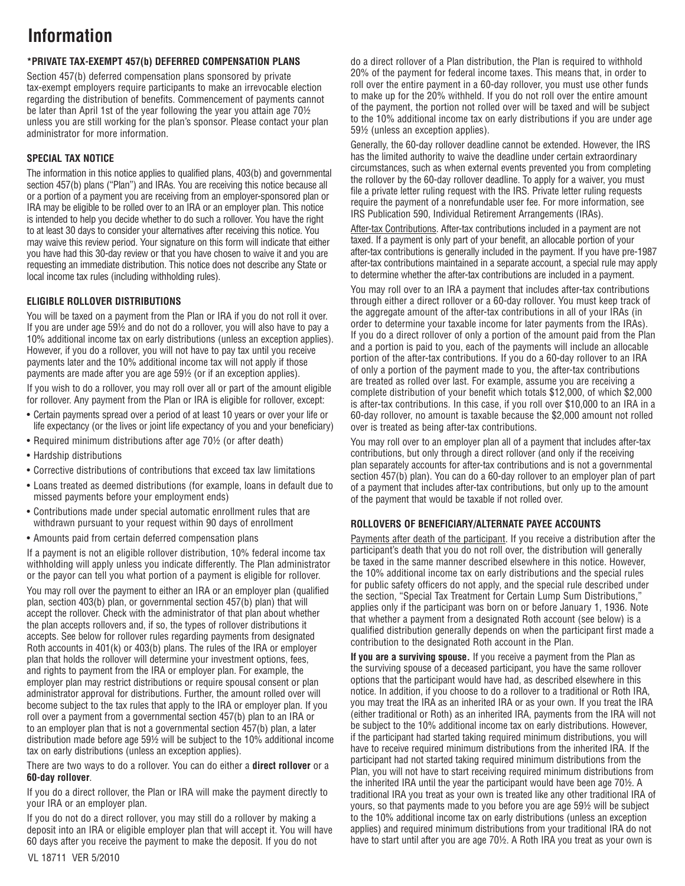# Information

### *PRIVATE TAX-EXEMPT 457(b) DEFERRED COMPENSATION PLANS

Section 457(b) deferred compensation plans sponsored by private tax-exempt employers require participants to make an irrevocable election regarding the distribution of benefits. Commencement of payments cannot be later than April 1st of the year following the year you attain age 70½ unless you are still working for the plan's sponsor. Please contact your plan administrator for more information.

### SPECIAL TAX NOTICE

The information in this notice applies to qualified plans, 403(b) and governmental section 457(b) plans ("Plan") and IRAs. You are receiving this notice because all or a portion of a payment you are receiving from an employer-sponsored plan or IRA may be eligible to be rolled over to an IRA or an employer plan. This notice is intended to help you decide whether to do such a rollover. You have the right to at least 30 days to consider your alternatives after receiving this notice. You may waive this review period. Your signature on this form will indicate that either you have had this 30-day review or that you have chosen to waive it and you are requesting an immediate distribution. This notice does not describe any State or local income tax rules (including withholding rules).

### ELIGIBLE ROLLOVER DISTRIBUTIONS

You will be taxed on a payment from the Plan or IRA if you do not roll it over. If you are under age 59½ and do not do a rollover, you will also have to pay a 10% additional income tax on early distributions (unless an exception applies). However, if you do a rollover, you will not have to pay tax until you receive payments later and the 10% additional income tax will not apply if those payments are made after you are age 59½ (or if an exception applies).

If you wish to do a rollover, you may roll over all or part of the amount eligible for rollover. Any payment from the Plan or IRA is eligible for rollover, except:

- Certain payments spread over a period of at least 10 years or over your life or life expectancy (or the lives or joint life expectancy of you and your beneficiary)
- Required minimum distributions after age 70½ (or after death)
- Hardship distributions
- Corrective distributions of contributions that exceed tax law limitations
- Loans treated as deemed distributions (for example, loans in default due to missed payments before your employment ends)
- Contributions made under special automatic enrollment rules that are withdrawn pursuant to your request within 90 days of enrollment
- Amounts paid from certain deferred compensation plans

If a payment is not an eligible rollover distribution, 10% federal income tax withholding will apply unless you indicate differently. The Plan administrator or the payor can tell you what portion of a payment is eligible for rollover.

You may roll over the payment to either an IRA or an employer plan (qualified plan, section 403(b) plan, or governmental section 457(b) plan) that will accept the rollover. Check with the administrator of that plan about whether the plan accepts rollovers and, if so, the types of rollover distributions it accepts. See below for rollover rules regarding payments from designated Roth accounts in 401(k) or 403(b) plans. The rules of the IRA or employer plan that holds the rollover will determine your investment options, fees, and rights to payment from the IRA or employer plan. For example, the employer plan may restrict distributions or require spousal consent or plan administrator approval for distributions. Further, the amount rolled over will become subject to the tax rules that apply to the IRA or employer plan. If you roll over a payment from a governmental section 457(b) plan to an IRA or to an employer plan that is not a governmental section 457(b) plan, a later distribution made before age 59½ will be subject to the 10% additional income tax on early distributions (unless an exception applies).

There are two ways to do a rollover. You can do either a **direct rollover** or a **60-day rollover**.

If you do a direct rollover, the Plan or IRA will make the payment directly to your IRA or an employer plan.

If you do not do a direct rollover, you may still do a rollover by making a deposit into an IRA or eligible employer plan that will accept it. You will have 60 days after you receive the payment to make the deposit. If you do not do a direct rollover of a Plan distribution, the Plan is required to withhold 20% of the payment for federal income taxes. This means that, in order to roll over the entire payment in a 60-day rollover, you must use other funds to make up for the 20% withheld. If you do not roll over the entire amount of the payment, the portion not rolled over will be taxed and will be subject to the 10% additional income tax on early distributions if you are under age 59½ (unless an exception applies).

Generally, the 60-day rollover deadline cannot be extended. However, the IRS has the limited authority to waive the deadline under certain extraordinary circumstances, such as when external events prevented you from completing the rollover by the 60-day rollover deadline. To apply for a waiver, you must file a private letter ruling request with the IRS. Private letter ruling requests require the payment of a nonrefundable user fee. For more information, see IRS Publication 590, Individual Retirement Arrangements (IRAs).

After-tax Contributions. After-tax contributions included in a payment are not taxed. If a payment is only part of your benefit, an allocable portion of your after-tax contributions is generally included in the payment. If you have pre-1987 after-tax contributions maintained in a separate account, a special rule may apply to determine whether the after-tax contributions are included in a payment.

You may roll over to an IRA a payment that includes after-tax contributions through either a direct rollover or a 60-day rollover. You must keep track of the aggregate amount of the after-tax contributions in all of your IRAs (in order to determine your taxable income for later payments from the IRAs). If you do a direct rollover of only a portion of the amount paid from the Plan and a portion is paid to you, each of the payments will include an allocable portion of the after-tax contributions. If you do a 60-day rollover to an IRA of only a portion of the payment made to you, the after-tax contributions are treated as rolled over last. For example, assume you are receiving a complete distribution of your benefit which totals $12,000, of which $2,000 is after-tax contributions. In this case, if you roll over $10,000 to an IRA in a 60-day rollover, no amount is taxable because the $2,000 amount not rolled over is treated as being after-tax contributions.

You may roll over to an employer plan all of a payment that includes after-tax contributions, but only through a direct rollover (and only if the receiving plan separately accounts for after-tax contributions and is not a governmental section 457(b) plan). You can do a 60-day rollover to an employer plan of part of a payment that includes after-tax contributions, but only up to the amount of the payment that would be taxable if not rolled over.

### ROLLOVERS OF BENEFICIARY/ALTERNATE PAYEE ACCOUNTS

Payments after death of the participant. If you receive a distribution after the participant's death that you do not roll over, the distribution will generally be taxed in the same manner described elsewhere in this notice. However, the 10% additional income tax on early distributions and the special rules for public safety officers do not apply, and the special rule described under the section, "Special Tax Treatment for Certain Lump Sum Distributions," applies only if the participant was born on or before January 1, 1936. Note that whether a payment from a designated Roth account (see below) is a qualified distribution generally depends on when the participant first made a contribution to the designated Roth account in the Plan.

**If you are a surviving spouse.** If you receive a payment from the Plan as the surviving spouse of a deceased participant, you have the same rollover options that the participant would have had, as described elsewhere in this notice. In addition, if you choose to do a rollover to a traditional or Roth IRA, you may treat the IRA as an inherited IRA or as your own. If you treat the IRA (either traditional or Roth) as an inherited IRA, payments from the IRA will not be subject to the 10% additional income tax on early distributions. However, if the participant had started taking required minimum distributions, you will have to receive required minimum distributions from the inherited IRA. If the participant had not started taking required minimum distributions from the Plan, you will not have to start receiving required minimum distributions from the inherited IRA until the year the participant would have been age 70½. A traditional IRA you treat as your own is treated like any other traditional IRA of yours, so that payments made to you before you are age 59½ will be subject to the 10% additional income tax on early distributions (unless an exception applies) and required minimum distributions from your traditional IRA do not have to start until after you are age 70½. A Roth IRA you treat as your own is

VL 18711 VER 5/2010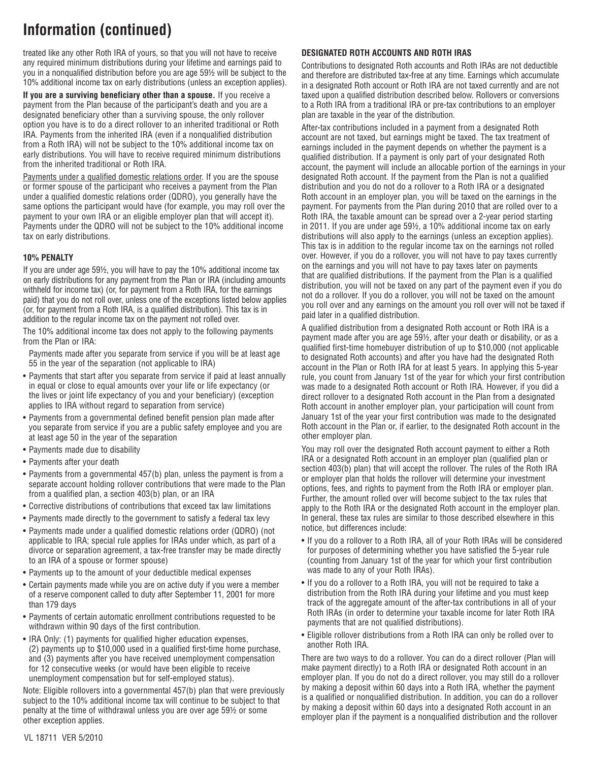# Information (continued)

treated like any other Roth IRA of yours, so that you will not have to receive any required minimum distributions during your lifetime and earnings paid to you in a nonqualified distribution before you are age 59½ will be subject to the 10% additional income tax on early distributions (unless an exception applies).

**If you are a surviving beneficiary other than a spouse.** If you receive a payment from the Plan because of the participant's death and you are a designated beneficiary other than a surviving spouse, the only rollover option you have is to do a direct rollover to an inherited traditional or Roth IRA. Payments from the inherited IRA (even if a nonqualified distribution from a Roth IRA) will not be subject to the 10% additional income tax on early distributions. You will have to receive required minimum distributions from the inherited traditional or Roth IRA.

Payments under a qualified domestic relations order. If you are the spouse or former spouse of the participant who receives a payment from the Plan under a qualified domestic relations order (QDRO), you generally have the same options the participant would have (for example, you may roll over the payment to your own IRA or an eligible employer plan that will accept it). Payments under the QDRO will not be subject to the 10% additional income tax on early distributions.

### 10% PENALTY

If you are under age 59½, you will have to pay the 10% additional income tax on early distributions for any payment from the Plan or IRA (including amounts withheld for income tax) (or, for payment from a Roth IRA, for the earnings paid) that you do not roll over, unless one of the exceptions listed below applies (or, for payment from a Roth IRA, is a qualified distribution). This tax is in addition to the regular income tax on the payment not rolled over.

The 10% additional income tax does not apply to the following payments from the Plan or IRA:

Payments made after you separate from service if you will be at least age 55 in the year of the separation (not applicable to IRA)

- Payments that start after you separate from service if paid at least annually in equal or close to equal amounts over your life or life expectancy (or the lives or joint life expectancy of you and your beneficiary) (exception applies to IRA without regard to separation from service)
- Payments from a governmental defined benefit pension plan made after you separate from service if you are a public safety employee and you are at least age 50 in the year of the separation
- Payments made due to disability
- Payments after your death
- Payments from a governmental 457(b) plan, unless the payment is from a separate account holding rollover contributions that were made to the Plan from a qualified plan, a section 403(b) plan, or an IRA
- Corrective distributions of contributions that exceed tax law limitations
- Payments made directly to the government to satisfy a federal tax levy
- Payments made under a qualified domestic relations order (QDRO) (not applicable to IRA; special rule applies for IRAs under which, as part of a divorce or separation agreement, a tax-free transfer may be made directly to an IRA of a spouse or former spouse)
- Payments up to the amount of your deductible medical expenses
- Certain payments made while you are on active duty if you were a member of a reserve component called to duty after September 11, 2001 for more than 179 days
- Payments of certain automatic enrollment contributions requested to be withdrawn within 90 days of the first contribution.
- IRA Only: (1) payments for qualified higher education expenses, (2) payments up to $10,000 used in a qualified first-time home purchase, and (3) payments after you have received unemployment compensation for 12 consecutive weeks (or would have been eligible to receive unemployment compensation but for self-employed status).

Note: Eligible rollovers into a governmental 457(b) plan that were previously subject to the 10% additional income tax will continue to be subject to that penalty at the time of withdrawal unless you are over age 59½ or some other exception applies.

### DESIGNATED ROTH ACCOUNTS AND ROTH IRAS

Contributions to designated Roth accounts and Roth IRAs are not deductible and therefore are distributed tax-free at any time. Earnings which accumulate in a designated Roth account or Roth IRA are not taxed currently and are not taxed upon a qualified distribution described below. Rollovers or conversions to a Roth IRA from a traditional IRA or pre-tax contributions to an employer plan are taxable in the year of the distribution.

After-tax contributions included in a payment from a designated Roth account are not taxed, but earnings might be taxed. The tax treatment of earnings included in the payment depends on whether the payment is a qualified distribution. If a payment is only part of your designated Roth account, the payment will include an allocable portion of the earnings in your designated Roth account. If the payment from the Plan is not a qualified distribution and you do not do a rollover to a Roth IRA or a designated Roth account in an employer plan, you will be taxed on the earnings in the payment. For payments from the Plan during 2010 that are rolled over to a Roth IRA, the taxable amount can be spread over a 2-year period starting in 2011. If you are under age 59½, a 10% additional income tax on early distributions will also apply to the earnings (unless an exception applies). This tax is in addition to the regular income tax on the earnings not rolled over. However, if you do a rollover, you will not have to pay taxes currently on the earnings and you will not have to pay taxes later on payments that are qualified distributions. If the payment from the Plan is a qualified distribution, you will not be taxed on any part of the payment even if you do not do a rollover. If you do a rollover, you will not be taxed on the amount you roll over and any earnings on the amount you roll over will not be taxed if paid later in a qualified distribution.

A qualified distribution from a designated Roth account or Roth IRA is a payment made after you are age 59½, after your death or disability, or as a qualified first-time homebuyer distribution of up to $10,000 (not applicable to designated Roth accounts) and after you have had the designated Roth account in the Plan or Roth IRA for at least 5 years. In applying this 5-year rule, you count from January 1st of the year for which your first contribution was made to a designated Roth account or Roth IRA. However, if you did a direct rollover to a designated Roth account in the Plan from a designated Roth account in another employer plan, your participation will count from January 1st of the year your first contribution was made to the designated Roth account in the Plan or, if earlier, to the designated Roth account in the other employer plan.

You may roll over the designated Roth account payment to either a Roth IRA or a designated Roth account in an employer plan (qualified plan or section 403(b) plan) that will accept the rollover. The rules of the Roth IRA or employer plan that holds the rollover will determine your investment options, fees, and rights to payment from the Roth IRA or employer plan. Further, the amount rolled over will become subject to the tax rules that apply to the Roth IRA or the designated Roth account in the employer plan. In general, these tax rules are similar to those described elsewhere in this notice, but differences include:

- If you do a rollover to a Roth IRA, all of your Roth IRAs will be considered for purposes of determining whether you have satisfied the 5-year rule (counting from January 1st of the year for which your first contribution was made to any of your Roth IRAs).
- If you do a rollover to a Roth IRA, you will not be required to take a distribution from the Roth IRA during your lifetime and you must keep track of the aggregate amount of the after-tax contributions in all of your Roth IRAs (in order to determine your taxable income for later Roth IRA payments that are not qualified distributions).
- Eligible rollover distributions from a Roth IRA can only be rolled over to another Roth IRA.

There are two ways to do a rollover. You can do a direct rollover (Plan will make payment directly) to a Roth IRA or designated Roth account in an employer plan. If you do not do a direct rollover, you may still do a rollover by making a deposit within 60 days into a Roth IRA, whether the payment is a qualified or nonqualified distribution. In addition, you can do a rollover by making a deposit within 60 days into a designated Roth account in an employer plan if the payment is a nonqualified distribution and the rollover

VL 18711 VER 5/2010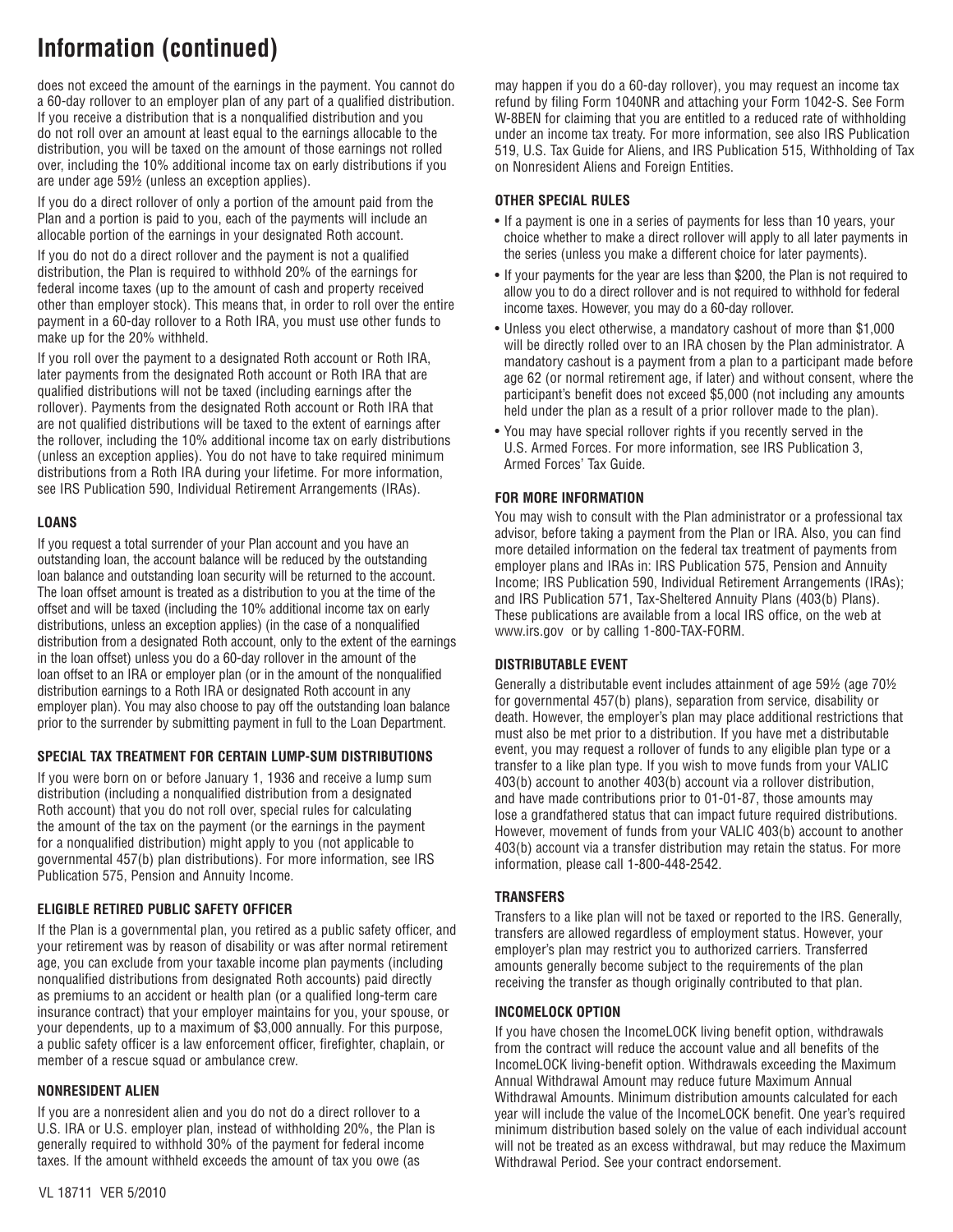# Information (continued)

does not exceed the amount of the earnings in the payment. You cannot do a 60-day rollover to an employer plan of any part of a qualified distribution. If you receive a distribution that is a nonqualified distribution and you do not roll over an amount at least equal to the earnings allocable to the distribution, you will be taxed on the amount of those earnings not rolled over, including the 10% additional income tax on early distributions if you are under age 59½ (unless an exception applies).

If you do a direct rollover of only a portion of the amount paid from the Plan and a portion is paid to you, each of the payments will include an allocable portion of the earnings in your designated Roth account.

If you do not do a direct rollover and the payment is not a qualified distribution, the Plan is required to withhold 20% of the earnings for federal income taxes (up to the amount of cash and property received other than employer stock). This means that, in order to roll over the entire payment in a 60-day rollover to a Roth IRA, you must use other funds to make up for the 20% withheld.

If you roll over the payment to a designated Roth account or Roth IRA, later payments from the designated Roth account or Roth IRA that are qualified distributions will not be taxed (including earnings after the rollover). Payments from the designated Roth account or Roth IRA that are not qualified distributions will be taxed to the extent of earnings after the rollover, including the 10% additional income tax on early distributions (unless an exception applies). You do not have to take required minimum distributions from a Roth IRA during your lifetime. For more information, see IRS Publication 590, Individual Retirement Arrangements (IRAs).

**LOANS**

If you request a total surrender of your Plan account and you have an outstanding loan, the account balance will be reduced by the outstanding loan balance and outstanding loan security will be returned to the account. The loan offset amount is treated as a distribution to you at the time of the offset and will be taxed (including the 10% additional income tax on early distributions, unless an exception applies) (in the case of a nonqualified distribution from a designated Roth account, only to the extent of the earnings in the loan offset) unless you do a 60-day rollover in the amount of the loan offset to an IRA or employer plan (or in the amount of the nonqualified distribution earnings to a Roth IRA or designated Roth account in any employer plan). You may also choose to pay off the outstanding loan balance prior to the surrender by submitting payment in full to the Loan Department.

**SPECIAL TAX TREATMENT FOR CERTAIN LUMP-SUM DISTRIBUTIONS**

If you were born on or before January 1, 1936 and receive a lump sum distribution (including a nonqualified distribution from a designated Roth account) that you do not roll over, special rules for calculating the amount of the tax on the payment (or the earnings in the payment for a nonqualified distribution) might apply to you (not applicable to governmental 457(b) plan distributions). For more information, see IRS Publication 575, Pension and Annuity Income.

**ELIGIBLE RETIRED PUBLIC SAFETY OFFICER**

If the Plan is a governmental plan, you retired as a public safety officer, and your retirement was by reason of disability or was after normal retirement age, you can exclude from your taxable income plan payments (including nonqualified distributions from designated Roth accounts) paid directly as premiums to an accident or health plan (or a qualified long-term care insurance contract) that your employer maintains for you, your spouse, or your dependents, up to a maximum of $3,000 annually. For this purpose, a public safety officer is a law enforcement officer, firefighter, chaplain, or member of a rescue squad or ambulance crew.

**NONRESIDENT ALIEN**

If you are a nonresident alien and you do not do a direct rollover to a U.S. IRA or U.S. employer plan, instead of withholding 20%, the Plan is generally required to withhold 30% of the payment for federal income taxes. If the amount withheld exceeds the amount of tax you owe (as may happen if you do a 60-day rollover), you may request an income tax refund by filing Form 1040NR and attaching your Form 1042-S. See Form W-8BEN for claiming that you are entitled to a reduced rate of withholding under an income tax treaty. For more information, see also IRS Publication 519, U.S. Tax Guide for Aliens, and IRS Publication 515, Withholding of Tax on Nonresident Aliens and Foreign Entities.

**OTHER SPECIAL RULES**

- If a payment is one in a series of payments for less than 10 years, your choice whether to make a direct rollover will apply to all later payments in the series (unless you make a different choice for later payments).
- If your payments for the year are less than $200, the Plan is not required to allow you to do a direct rollover and is not required to withhold for federal income taxes. However, you may do a 60-day rollover.
- Unless you elect otherwise, a mandatory cashout of more than $1,000 will be directly rolled over to an IRA chosen by the Plan administrator. A mandatory cashout is a payment from a plan to a participant made before age 62 (or normal retirement age, if later) and without consent, where the participant's benefit does not exceed $5,000 (not including any amounts held under the plan as a result of a prior rollover made to the plan).
- You may have special rollover rights if you recently served in the U.S. Armed Forces. For more information, see IRS Publication 3, Armed Forces' Tax Guide.

**FOR MORE INFORMATION**

You may wish to consult with the Plan administrator or a professional tax advisor, before taking a payment from the Plan or IRA. Also, you can find more detailed information on the federal tax treatment of payments from employer plans and IRAs in: IRS Publication 575, Pension and Annuity Income; IRS Publication 590, Individual Retirement Arrangements (IRAs); and IRS Publication 571, Tax-Sheltered Annuity Plans (403(b) Plans). These publications are available from a local IRS office, on the web at www.irs.gov or by calling 1-800-TAX-FORM.

**DISTRIBUTABLE EVENT**

Generally a distributable event includes attainment of age 59½ (age 70½ for governmental 457(b) plans), separation from service, disability or death. However, the employer's plan may place additional restrictions that must also be met prior to a distribution. If you have met a distributable event, you may request a rollover of funds to any eligible plan type or a transfer to a like plan type. If you wish to move funds from your VALIC 403(b) account to another 403(b) account via a rollover distribution, and have made contributions prior to 01-01-87, those amounts may lose a grandfathered status that can impact future required distributions. However, movement of funds from your VALIC 403(b) account to another 403(b) account via a transfer distribution may retain the status. For more information, please call 1-800-448-2542.

**TRANSFERS**

Transfers to a like plan will not be taxed or reported to the IRS. Generally, transfers are allowed regardless of employment status. However, your employer's plan may restrict you to authorized carriers. Transferred amounts generally become subject to the requirements of the plan receiving the transfer as though originally contributed to that plan.

**INCOMELOCK OPTION**

If you have chosen the IncomeLOCK living benefit option, withdrawals from the contract will reduce the account value and all benefits of the IncomeLOCK living-benefit option. Withdrawals exceeding the Maximum Annual Withdrawal Amount may reduce future Maximum Annual Withdrawal Amounts. Minimum distribution amounts calculated for each year will include the value of the IncomeLOCK benefit. One year's required minimum distribution based solely on the value of each individual account will not be treated as an excess withdrawal, but may reduce the Maximum Withdrawal Period. See your contract endorsement.

VL 18711 VER 5/2010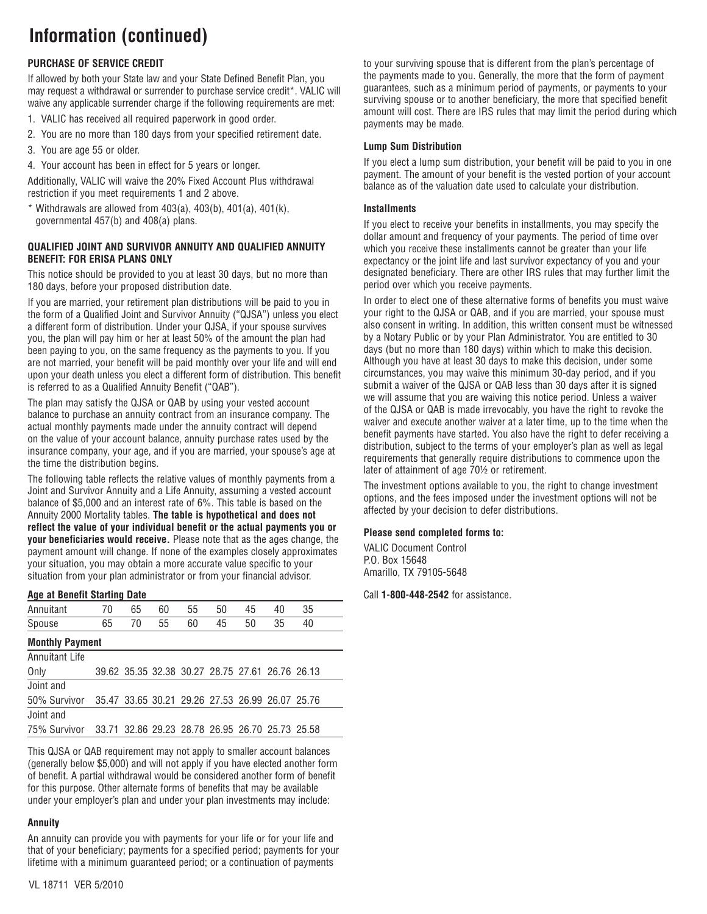# Information (continued)

**PURCHASE OF SERVICE CREDIT**

If allowed by both your State law and your State Defined Benefit Plan, you may request a withdrawal or surrender to purchase service credit*. VALIC will waive any applicable surrender charge if the following requirements are met:

1. VALIC has received all required paperwork in good order.
2. You are no more than 180 days from your specified retirement date.
3. You are age 55 or older.
4. Your account has been in effect for 5 years or longer.

Additionally, VALIC will waive the 20% Fixed Account Plus withdrawal restriction if you meet requirements 1 and 2 above.

\* Withdrawals are allowed from 403(a), 403(b), 401(a), 401(k), governmental 457(b) and 408(a) plans.

**QUALIFIED JOINT AND SURVIVOR ANNUITY AND QUALIFIED ANNUITY BENEFIT: FOR ERISA PLANS ONLY**

This notice should be provided to you at least 30 days, but no more than 180 days, before your proposed distribution date.

If you are married, your retirement plan distributions will be paid to you in the form of a Qualified Joint and Survivor Annuity ("QJSA") unless you elect a different form of distribution. Under your QJSA, if your spouse survives you, the plan will pay him or her at least 50% of the amount the plan had been paying to you, on the same frequency as the payments to you. If you are not married, your benefit will be paid monthly over your life and will end upon your death unless you elect a different form of distribution. This benefit is referred to as a Qualified Annuity Benefit ("QAB").

The plan may satisfy the QJSA or QAB by using your vested account balance to purchase an annuity contract from an insurance company. The actual monthly payments made under the annuity contract will depend on the value of your account balance, annuity purchase rates used by the insurance company, your age, and if you are married, your spouse's age at the time the distribution begins.

The following table reflects the relative values of monthly payments from a Joint and Survivor Annuity and a Life Annuity, assuming a vested account balance of $5,000 and an interest rate of 6%. This table is based on the Annuity 2000 Mortality tables. **The table is hypothetical and does not reflect the value of your individual benefit or the actual payments you or your beneficiaries would receive.** Please note that as the ages change, the payment amount will change. If none of the examples closely approximates your situation, you may obtain a more accurate value specific to your situation from your plan administrator or from your financial advisor.

**Age at Benefit Starting Date**

| | | | | | | | | |
|---|---|---|---|---|---|---|---|---|
| Annuitant | 70 | 65 | 60 | 55 | 50 | 45 | 40 | 35 |
| Spouse | 65 | 70 | 55 | 60 | 45 | 50 | 35 | 40 |
| **Monthly Payment** | | | | | | | | |
| Annuitant Life Only | 39.62 | 35.35 | 32.38 | 30.27 | 28.75 | 27.61 | 26.76 | 26.13 |
| Joint and 50% Survivor | 35.47 | 33.65 | 30.21 | 29.26 | 27.53 | 26.99 | 26.07 | 25.76 |
| Joint and 75% Survivor | 33.71 | 32.86 | 29.23 | 28.78 | 26.95 | 26.70 | 25.73 | 25.58 |

This QJSA or QAB requirement may not apply to smaller account balances (generally below $5,000) and will not apply if you have elected another form of benefit. A partial withdrawal would be considered another form of benefit for this purpose. Other alternate forms of benefits that may be available under your employer's plan and under your plan investments may include:

**Annuity**

An annuity can provide you with payments for your life or for your life and that of your beneficiary; payments for a specified period; payments for your lifetime with a minimum guaranteed period; or a continuation of payments to your surviving spouse that is different from the plan's percentage of the payments made to you. Generally, the more that the form of payment guarantees, such as a minimum period of payments, or payments to your surviving spouse or to another beneficiary, the more that specified benefit amount will cost. There are IRS rules that may limit the period during which payments may be made.

**Lump Sum Distribution**

If you elect a lump sum distribution, your benefit will be paid to you in one payment. The amount of your benefit is the vested portion of your account balance as of the valuation date used to calculate your distribution.

**Installments**

If you elect to receive your benefits in installments, you may specify the dollar amount and frequency of your payments. The period of time over which you receive these installments cannot be greater than your life expectancy or the joint life and last survivor expectancy of you and your designated beneficiary. There are other IRS rules that may further limit the period over which you receive payments.

In order to elect one of these alternative forms of benefits you must waive your right to the QJSA or QAB, and if you are married, your spouse must also consent in writing. In addition, this written consent must be witnessed by a Notary Public or by your Plan Administrator. You are entitled to 30 days (but no more than 180 days) within which to make this decision. Although you have at least 30 days to make this decision, under some circumstances, you may waive this minimum 30-day period, and if you submit a waiver of the QJSA or QAB less than 30 days after it is signed we will assume that you are waiving this notice period. Unless a waiver of the QJSA or QAB is made irrevocably, you have the right to revoke the waiver and execute another waiver at a later time, up to the time when the benefit payments have started. You also have the right to defer receiving a distribution, subject to the terms of your employer's plan as well as legal requirements that generally require distributions to commence upon the later of attainment of age 70½ or retirement.

The investment options available to you, the right to change investment options, and the fees imposed under the investment options will not be affected by your decision to defer distributions.

**Please send completed forms to:**

VALIC Document Control
P.O. Box 15648
Amarillo, TX 79105-5648

Call **1-800-448-2542** for assistance.

VL 18711 VER 5/2010